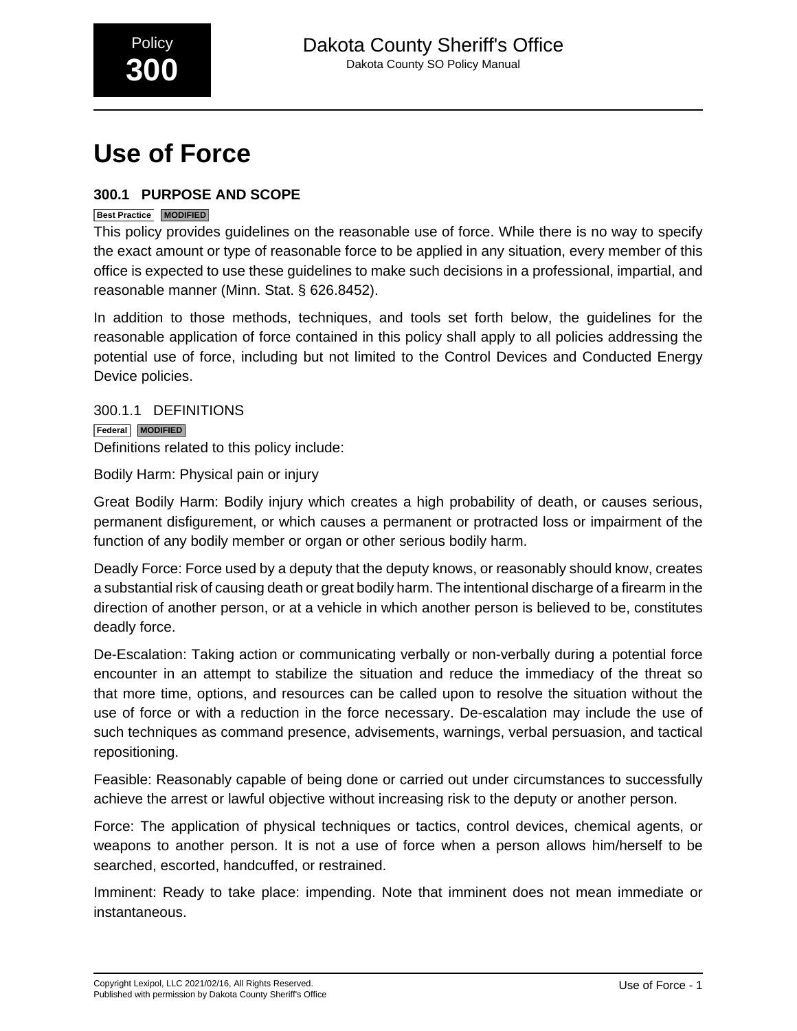Policy 300

Dakota County Sheriff's Office
Dakota County SO Policy Manual

# Use of Force

## 300.1 PURPOSE AND SCOPE

Best Practice MODIFIED

This policy provides guidelines on the reasonable use of force. While there is no way to specify the exact amount or type of reasonable force to be applied in any situation, every member of this office is expected to use these guidelines to make such decisions in a professional, impartial, and reasonable manner (Minn. Stat. § 626.8452).

In addition to those methods, techniques, and tools set forth below, the guidelines for the reasonable application of force contained in this policy shall apply to all policies addressing the potential use of force, including but not limited to the Control Devices and Conducted Energy Device policies.

### 300.1.1 DEFINITIONS

Federal MODIFIED

Definitions related to this policy include:

Bodily Harm: Physical pain or injury

Great Bodily Harm: Bodily injury which creates a high probability of death, or causes serious, permanent disfigurement, or which causes a permanent or protracted loss or impairment of the function of any bodily member or organ or other serious bodily harm.

Deadly Force: Force used by a deputy that the deputy knows, or reasonably should know, creates a substantial risk of causing death or great bodily harm. The intentional discharge of a firearm in the direction of another person, or at a vehicle in which another person is believed to be, constitutes deadly force.

De-Escalation: Taking action or communicating verbally or non-verbally during a potential force encounter in an attempt to stabilize the situation and reduce the immediacy of the threat so that more time, options, and resources can be called upon to resolve the situation without the use of force or with a reduction in the force necessary. De-escalation may include the use of such techniques as command presence, advisements, warnings, verbal persuasion, and tactical repositioning.

Feasible: Reasonably capable of being done or carried out under circumstances to successfully achieve the arrest or lawful objective without increasing risk to the deputy or another person.

Force: The application of physical techniques or tactics, control devices, chemical agents, or weapons to another person. It is not a use of force when a person allows him/herself to be searched, escorted, handcuffed, or restrained.

Imminent: Ready to take place: impending. Note that imminent does not mean immediate or instantaneous.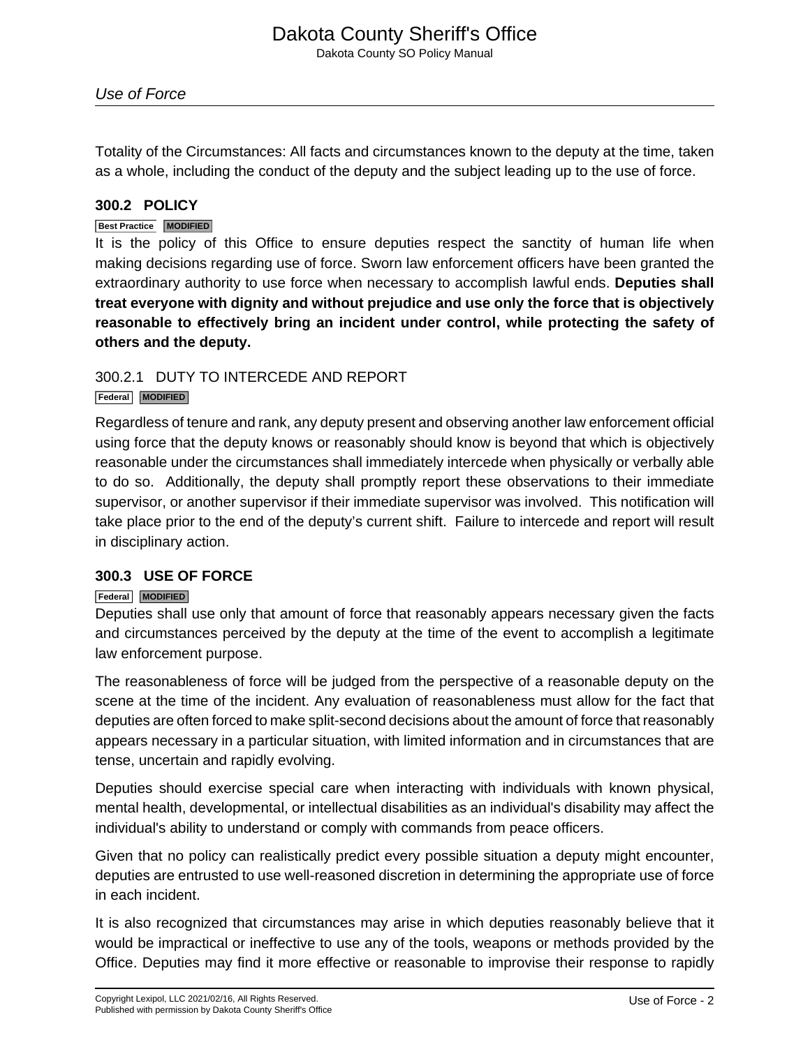Totality of the Circumstances: All facts and circumstances known to the deputy at the time, taken as a whole, including the conduct of the deputy and the subject leading up to the use of force.

## 300.2 POLICY

Best Practice MODIFIED

It is the policy of this Office to ensure deputies respect the sanctity of human life when making decisions regarding use of force. Sworn law enforcement officers have been granted the extraordinary authority to use force when necessary to accomplish lawful ends. **Deputies shall treat everyone with dignity and without prejudice and use only the force that is objectively reasonable to effectively bring an incident under control, while protecting the safety of others and the deputy.**

### 300.2.1 DUTY TO INTERCEDE AND REPORT

Federal MODIFIED

Regardless of tenure and rank, any deputy present and observing another law enforcement official using force that the deputy knows or reasonably should know is beyond that which is objectively reasonable under the circumstances shall immediately intercede when physically or verbally able to do so. Additionally, the deputy shall promptly report these observations to their immediate supervisor, or another supervisor if their immediate supervisor was involved. This notification will take place prior to the end of the deputy's current shift. Failure to intercede and report will result in disciplinary action.

## 300.3 USE OF FORCE

Federal MODIFIED

Deputies shall use only that amount of force that reasonably appears necessary given the facts and circumstances perceived by the deputy at the time of the event to accomplish a legitimate law enforcement purpose.

The reasonableness of force will be judged from the perspective of a reasonable deputy on the scene at the time of the incident. Any evaluation of reasonableness must allow for the fact that deputies are often forced to make split-second decisions about the amount of force that reasonably appears necessary in a particular situation, with limited information and in circumstances that are tense, uncertain and rapidly evolving.

Deputies should exercise special care when interacting with individuals with known physical, mental health, developmental, or intellectual disabilities as an individual's disability may affect the individual's ability to understand or comply with commands from peace officers.

Given that no policy can realistically predict every possible situation a deputy might encounter, deputies are entrusted to use well-reasoned discretion in determining the appropriate use of force in each incident.

It is also recognized that circumstances may arise in which deputies reasonably believe that it would be impractical or ineffective to use any of the tools, weapons or methods provided by the Office. Deputies may find it more effective or reasonable to improvise their response to rapidly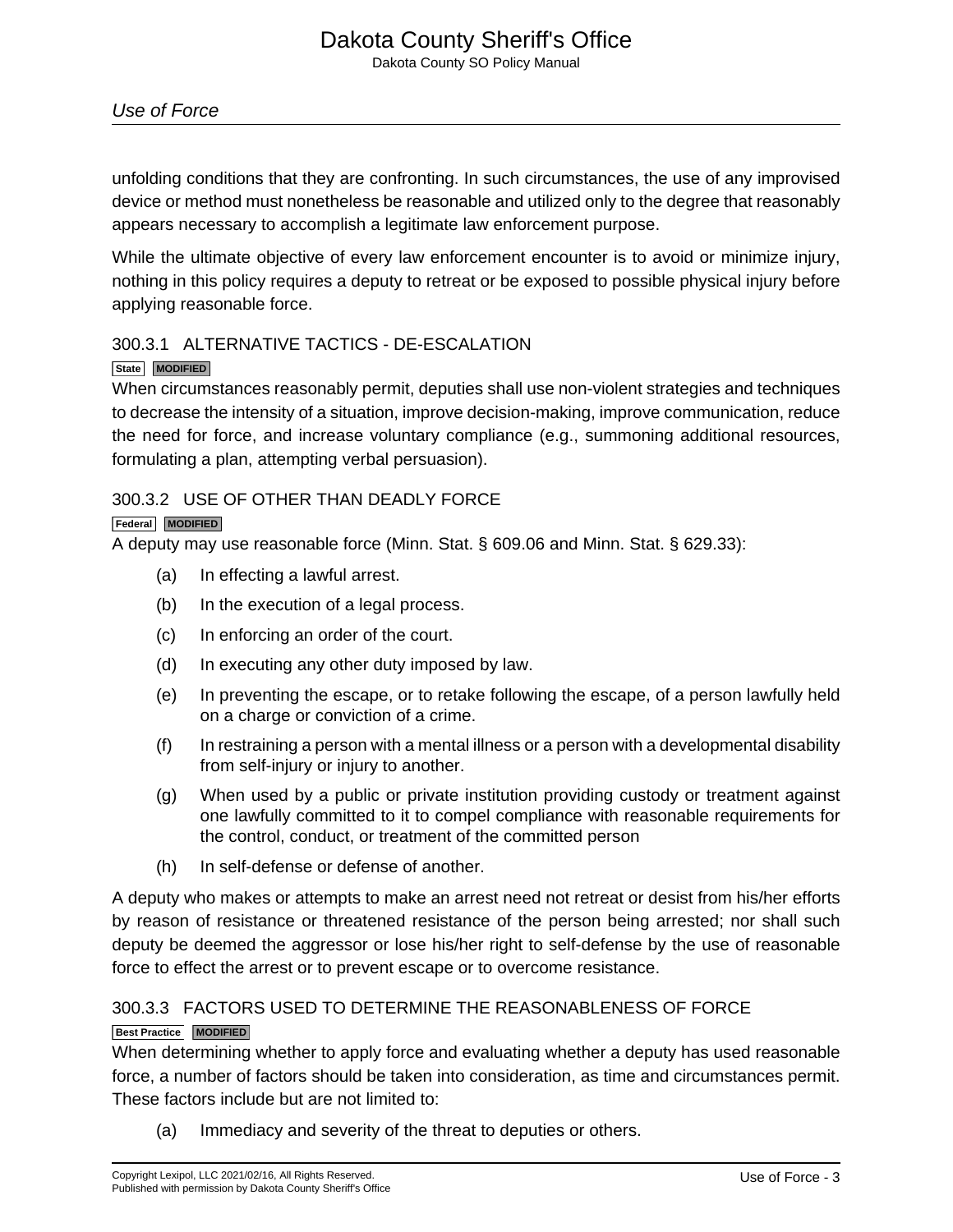unfolding conditions that they are confronting. In such circumstances, the use of any improvised device or method must nonetheless be reasonable and utilized only to the degree that reasonably appears necessary to accomplish a legitimate law enforcement purpose.

While the ultimate objective of every law enforcement encounter is to avoid or minimize injury, nothing in this policy requires a deputy to retreat or be exposed to possible physical injury before applying reasonable force.

### 300.3.1 ALTERNATIVE TACTICS - DE-ESCALATION

**State** **MODIFIED**

When circumstances reasonably permit, deputies shall use non-violent strategies and techniques to decrease the intensity of a situation, improve decision-making, improve communication, reduce the need for force, and increase voluntary compliance (e.g., summoning additional resources, formulating a plan, attempting verbal persuasion).

### 300.3.2 USE OF OTHER THAN DEADLY FORCE

**Federal** **MODIFIED**

A deputy may use reasonable force (Minn. Stat. § 609.06 and Minn. Stat. § 629.33):

(a) In effecting a lawful arrest.

(b) In the execution of a legal process.

(c) In enforcing an order of the court.

(d) In executing any other duty imposed by law.

(e) In preventing the escape, or to retake following the escape, of a person lawfully held on a charge or conviction of a crime.

(f) In restraining a person with a mental illness or a person with a developmental disability from self-injury or injury to another.

(g) When used by a public or private institution providing custody or treatment against one lawfully committed to it to compel compliance with reasonable requirements for the control, conduct, or treatment of the committed person

(h) In self-defense or defense of another.

A deputy who makes or attempts to make an arrest need not retreat or desist from his/her efforts by reason of resistance or threatened resistance of the person being arrested; nor shall such deputy be deemed the aggressor or lose his/her right to self-defense by the use of reasonable force to effect the arrest or to prevent escape or to overcome resistance.

### 300.3.3 FACTORS USED TO DETERMINE THE REASONABLENESS OF FORCE

**Best Practice** **MODIFIED**

When determining whether to apply force and evaluating whether a deputy has used reasonable force, a number of factors should be taken into consideration, as time and circumstances permit. These factors include but are not limited to:

(a) Immediacy and severity of the threat to deputies or others.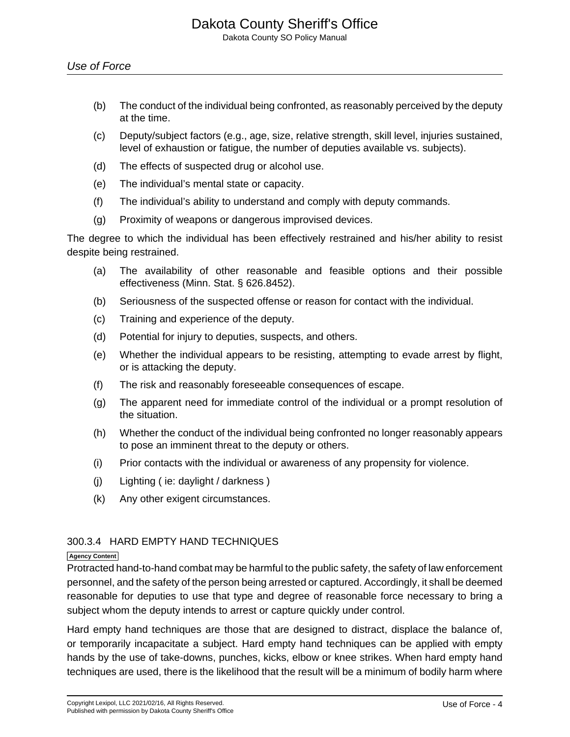(b) The conduct of the individual being confronted, as reasonably perceived by the deputy at the time.

(c) Deputy/subject factors (e.g., age, size, relative strength, skill level, injuries sustained, level of exhaustion or fatigue, the number of deputies available vs. subjects).

(d) The effects of suspected drug or alcohol use.

(e) The individual's mental state or capacity.

(f) The individual's ability to understand and comply with deputy commands.

(g) Proximity of weapons or dangerous improvised devices.

The degree to which the individual has been effectively restrained and his/her ability to resist despite being restrained.

(a) The availability of other reasonable and feasible options and their possible effectiveness (Minn. Stat. § 626.8452).

(b) Seriousness of the suspected offense or reason for contact with the individual.

(c) Training and experience of the deputy.

(d) Potential for injury to deputies, suspects, and others.

(e) Whether the individual appears to be resisting, attempting to evade arrest by flight, or is attacking the deputy.

(f) The risk and reasonably foreseeable consequences of escape.

(g) The apparent need for immediate control of the individual or a prompt resolution of the situation.

(h) Whether the conduct of the individual being confronted no longer reasonably appears to pose an imminent threat to the deputy or others.

(i) Prior contacts with the individual or awareness of any propensity for violence.

(j) Lighting ( ie: daylight / darkness )

(k) Any other exigent circumstances.

### 300.3.4 HARD EMPTY HAND TECHNIQUES

**Agency Content**

Protracted hand-to-hand combat may be harmful to the public safety, the safety of law enforcement personnel, and the safety of the person being arrested or captured. Accordingly, it shall be deemed reasonable for deputies to use that type and degree of reasonable force necessary to bring a subject whom the deputy intends to arrest or capture quickly under control.

Hard empty hand techniques are those that are designed to distract, displace the balance of, or temporarily incapacitate a subject. Hard empty hand techniques can be applied with empty hands by the use of take-downs, punches, kicks, elbow or knee strikes. When hard empty hand techniques are used, there is the likelihood that the result will be a minimum of bodily harm where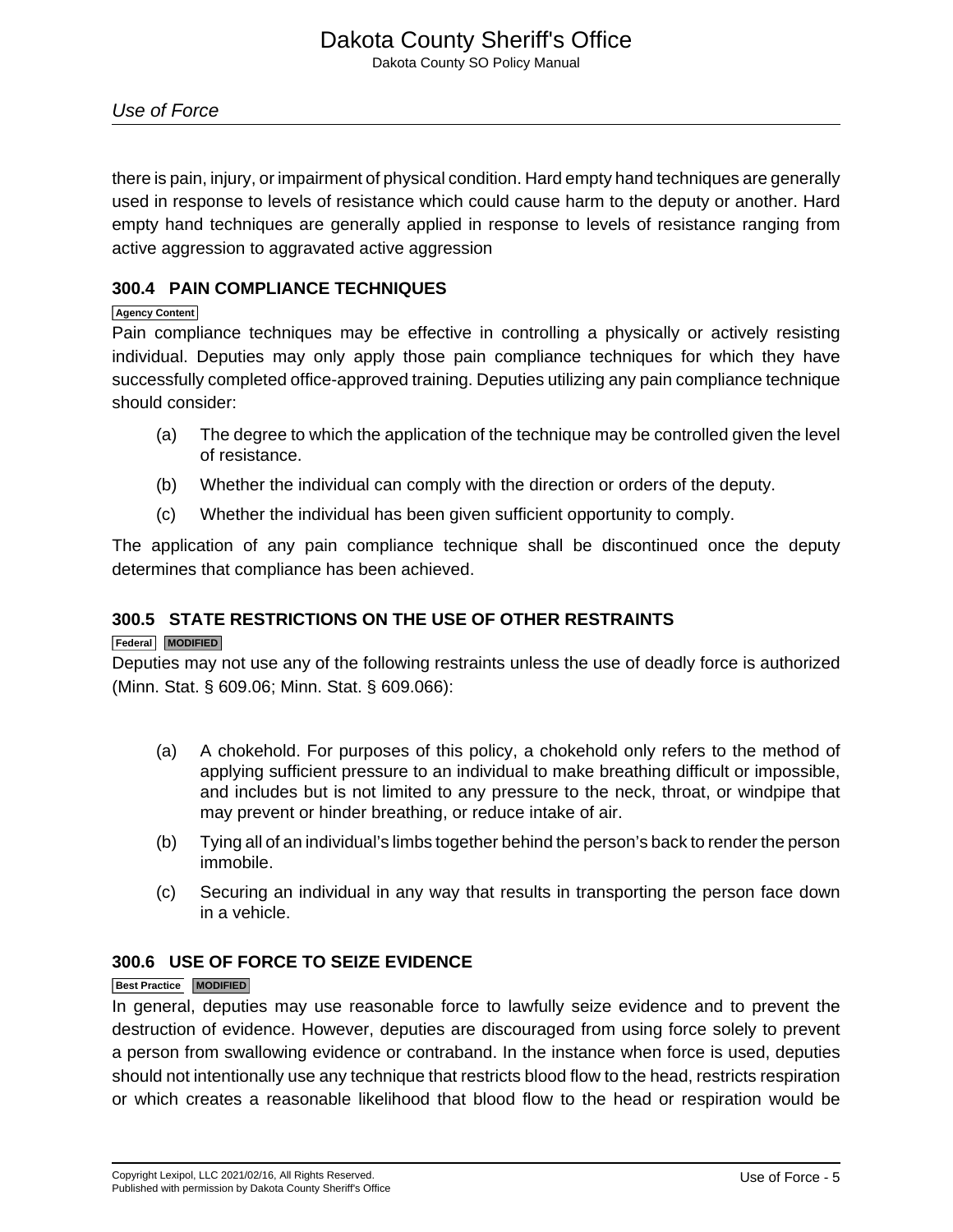there is pain, injury, or impairment of physical condition. Hard empty hand techniques are generally used in response to levels of resistance which could cause harm to the deputy or another. Hard empty hand techniques are generally applied in response to levels of resistance ranging from active aggression to aggravated active aggression

### 300.4 PAIN COMPLIANCE TECHNIQUES

Agency Content

Pain compliance techniques may be effective in controlling a physically or actively resisting individual. Deputies may only apply those pain compliance techniques for which they have successfully completed office-approved training. Deputies utilizing any pain compliance technique should consider:

(a) The degree to which the application of the technique may be controlled given the level of resistance.

(b) Whether the individual can comply with the direction or orders of the deputy.

(c) Whether the individual has been given sufficient opportunity to comply.

The application of any pain compliance technique shall be discontinued once the deputy determines that compliance has been achieved.

### 300.5 STATE RESTRICTIONS ON THE USE OF OTHER RESTRAINTS

Federal MODIFIED

Deputies may not use any of the following restraints unless the use of deadly force is authorized (Minn. Stat. § 609.06; Minn. Stat. § 609.066):

(a) A chokehold. For purposes of this policy, a chokehold only refers to the method of applying sufficient pressure to an individual to make breathing difficult or impossible, and includes but is not limited to any pressure to the neck, throat, or windpipe that may prevent or hinder breathing, or reduce intake of air.

(b) Tying all of an individual's limbs together behind the person's back to render the person immobile.

(c) Securing an individual in any way that results in transporting the person face down in a vehicle.

### 300.6 USE OF FORCE TO SEIZE EVIDENCE

Best Practice MODIFIED

In general, deputies may use reasonable force to lawfully seize evidence and to prevent the destruction of evidence. However, deputies are discouraged from using force solely to prevent a person from swallowing evidence or contraband. In the instance when force is used, deputies should not intentionally use any technique that restricts blood flow to the head, restricts respiration or which creates a reasonable likelihood that blood flow to the head or respiration would be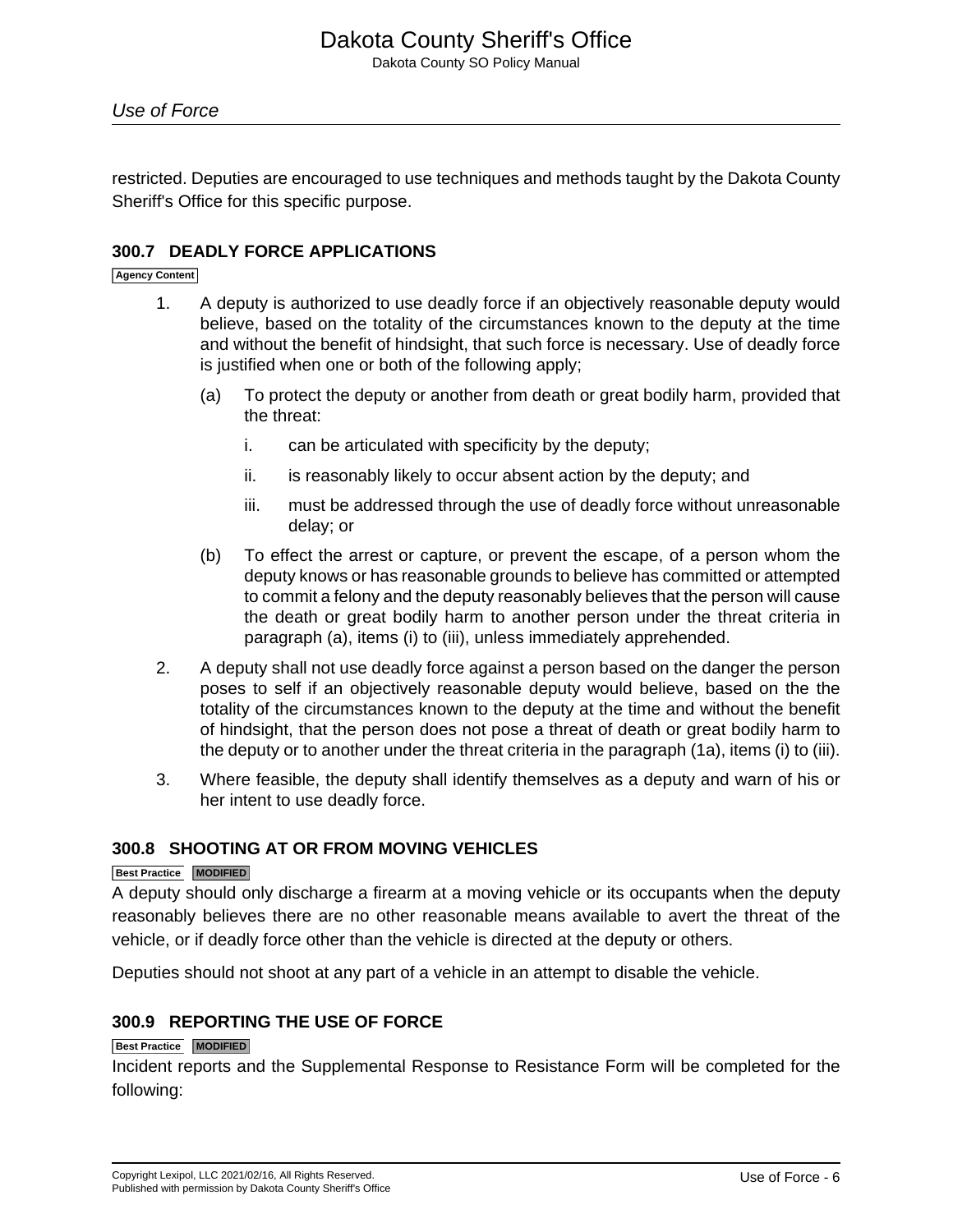restricted. Deputies are encouraged to use techniques and methods taught by the Dakota County Sheriff's Office for this specific purpose.

### 300.7 DEADLY FORCE APPLICATIONS

Agency Content

1. A deputy is authorized to use deadly force if an objectively reasonable deputy would believe, based on the totality of the circumstances known to the deputy at the time and without the benefit of hindsight, that such force is necessary. Use of deadly force is justified when one or both of the following apply;

    (a) To protect the deputy or another from death or great bodily harm, provided that the threat:

    i. can be articulated with specificity by the deputy;

    ii. is reasonably likely to occur absent action by the deputy; and

    iii. must be addressed through the use of deadly force without unreasonable delay; or

    (b) To effect the arrest or capture, or prevent the escape, of a person whom the deputy knows or has reasonable grounds to believe has committed or attempted to commit a felony and the deputy reasonably believes that the person will cause the death or great bodily harm to another person under the threat criteria in paragraph (a), items (i) to (iii), unless immediately apprehended.

2. A deputy shall not use deadly force against a person based on the danger the person poses to self if an objectively reasonable deputy would believe, based on the the totality of the circumstances known to the deputy at the time and without the benefit of hindsight, that the person does not pose a threat of death or great bodily harm to the deputy or to another under the threat criteria in the paragraph (1a), items (i) to (iii).

3. Where feasible, the deputy shall identify themselves as a deputy and warn of his or her intent to use deadly force.

### 300.8 SHOOTING AT OR FROM MOVING VEHICLES

Best Practice MODIFIED

A deputy should only discharge a firearm at a moving vehicle or its occupants when the deputy reasonably believes there are no other reasonable means available to avert the threat of the vehicle, or if deadly force other than the vehicle is directed at the deputy or others.

Deputies should not shoot at any part of a vehicle in an attempt to disable the vehicle.

### 300.9 REPORTING THE USE OF FORCE

Best Practice MODIFIED

Incident reports and the Supplemental Response to Resistance Form will be completed for the following: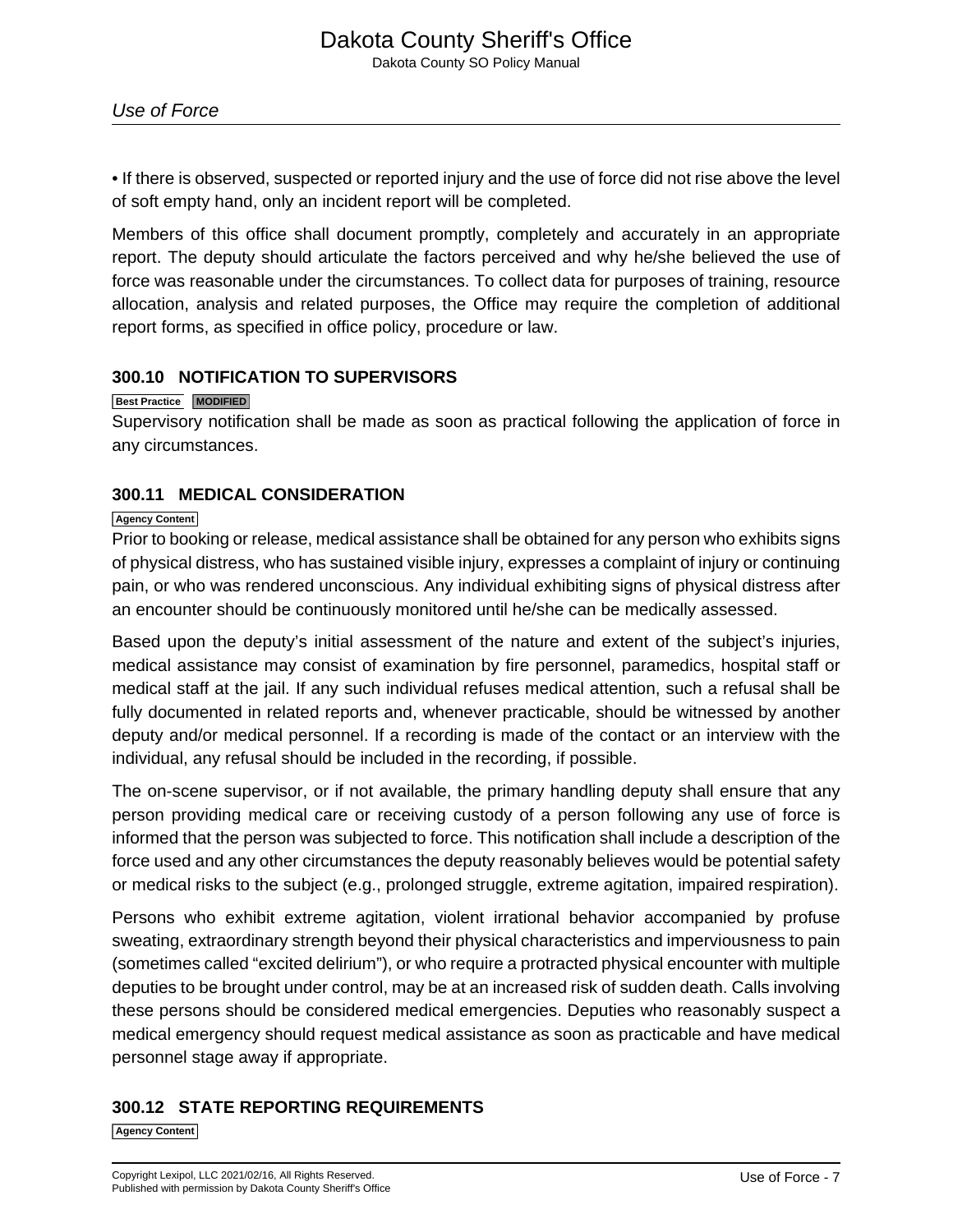• If there is observed, suspected or reported injury and the use of force did not rise above the level of soft empty hand, only an incident report will be completed.

Members of this office shall document promptly, completely and accurately in an appropriate report. The deputy should articulate the factors perceived and why he/she believed the use of force was reasonable under the circumstances. To collect data for purposes of training, resource allocation, analysis and related purposes, the Office may require the completion of additional report forms, as specified in office policy, procedure or law.

### 300.10 NOTIFICATION TO SUPERVISORS

Best Practice MODIFIED

Supervisory notification shall be made as soon as practical following the application of force in any circumstances.

### 300.11 MEDICAL CONSIDERATION

Agency Content

Prior to booking or release, medical assistance shall be obtained for any person who exhibits signs of physical distress, who has sustained visible injury, expresses a complaint of injury or continuing pain, or who was rendered unconscious. Any individual exhibiting signs of physical distress after an encounter should be continuously monitored until he/she can be medically assessed.

Based upon the deputy's initial assessment of the nature and extent of the subject's injuries, medical assistance may consist of examination by fire personnel, paramedics, hospital staff or medical staff at the jail. If any such individual refuses medical attention, such a refusal shall be fully documented in related reports and, whenever practicable, should be witnessed by another deputy and/or medical personnel. If a recording is made of the contact or an interview with the individual, any refusal should be included in the recording, if possible.

The on-scene supervisor, or if not available, the primary handling deputy shall ensure that any person providing medical care or receiving custody of a person following any use of force is informed that the person was subjected to force. This notification shall include a description of the force used and any other circumstances the deputy reasonably believes would be potential safety or medical risks to the subject (e.g., prolonged struggle, extreme agitation, impaired respiration).

Persons who exhibit extreme agitation, violent irrational behavior accompanied by profuse sweating, extraordinary strength beyond their physical characteristics and imperviousness to pain (sometimes called "excited delirium"), or who require a protracted physical encounter with multiple deputies to be brought under control, may be at an increased risk of sudden death. Calls involving these persons should be considered medical emergencies. Deputies who reasonably suspect a medical emergency should request medical assistance as soon as practicable and have medical personnel stage away if appropriate.

### 300.12 STATE REPORTING REQUIREMENTS

Agency Content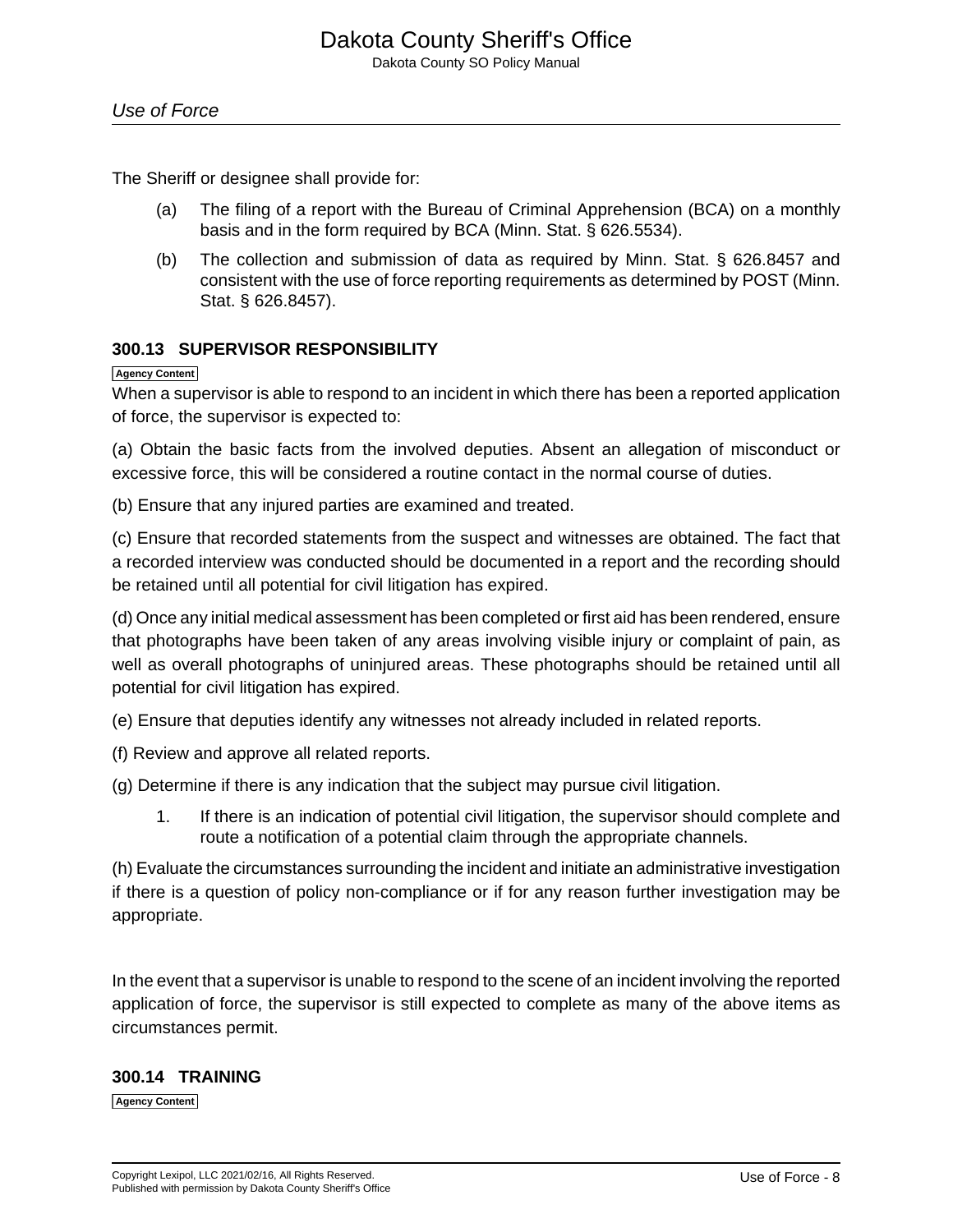The Sheriff or designee shall provide for:

(a) The filing of a report with the Bureau of Criminal Apprehension (BCA) on a monthly basis and in the form required by BCA (Minn. Stat. § 626.5534).

(b) The collection and submission of data as required by Minn. Stat. § 626.8457 and consistent with the use of force reporting requirements as determined by POST (Minn. Stat. § 626.8457).

### 300.13 SUPERVISOR RESPONSIBILITY

Agency Content

When a supervisor is able to respond to an incident in which there has been a reported application of force, the supervisor is expected to:

(a) Obtain the basic facts from the involved deputies. Absent an allegation of misconduct or excessive force, this will be considered a routine contact in the normal course of duties.

(b) Ensure that any injured parties are examined and treated.

(c) Ensure that recorded statements from the suspect and witnesses are obtained. The fact that a recorded interview was conducted should be documented in a report and the recording should be retained until all potential for civil litigation has expired.

(d) Once any initial medical assessment has been completed or first aid has been rendered, ensure that photographs have been taken of any areas involving visible injury or complaint of pain, as well as overall photographs of uninjured areas. These photographs should be retained until all potential for civil litigation has expired.

(e) Ensure that deputies identify any witnesses not already included in related reports.

(f) Review and approve all related reports.

(g) Determine if there is any indication that the subject may pursue civil litigation.

1. If there is an indication of potential civil litigation, the supervisor should complete and route a notification of a potential claim through the appropriate channels.

(h) Evaluate the circumstances surrounding the incident and initiate an administrative investigation if there is a question of policy non-compliance or if for any reason further investigation may be appropriate.

In the event that a supervisor is unable to respond to the scene of an incident involving the reported application of force, the supervisor is still expected to complete as many of the above items as circumstances permit.

### 300.14 TRAINING

Agency Content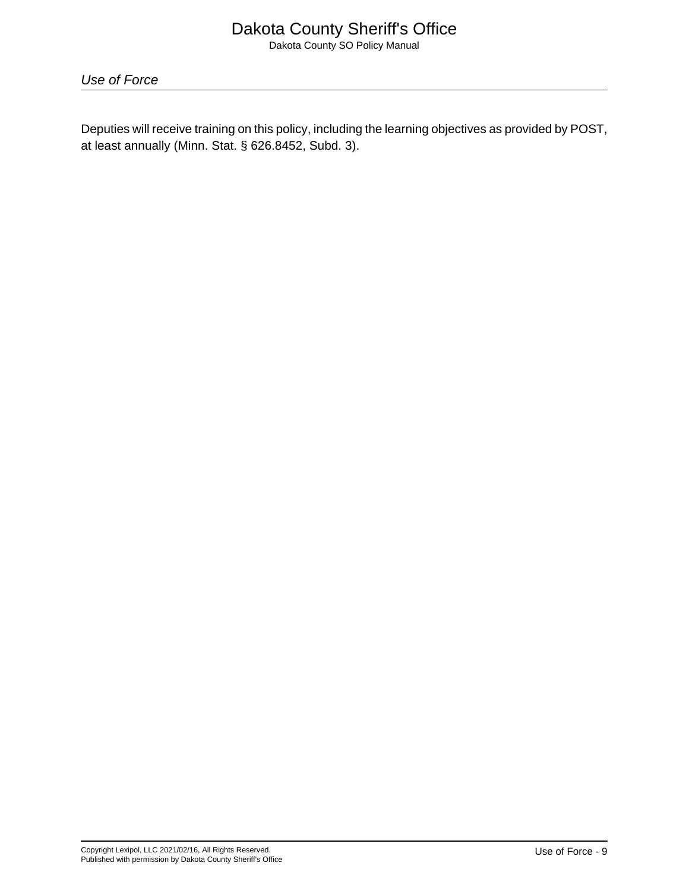Deputies will receive training on this policy, including the learning objectives as provided by POST, at least annually (Minn. Stat. § 626.8452, Subd. 3).